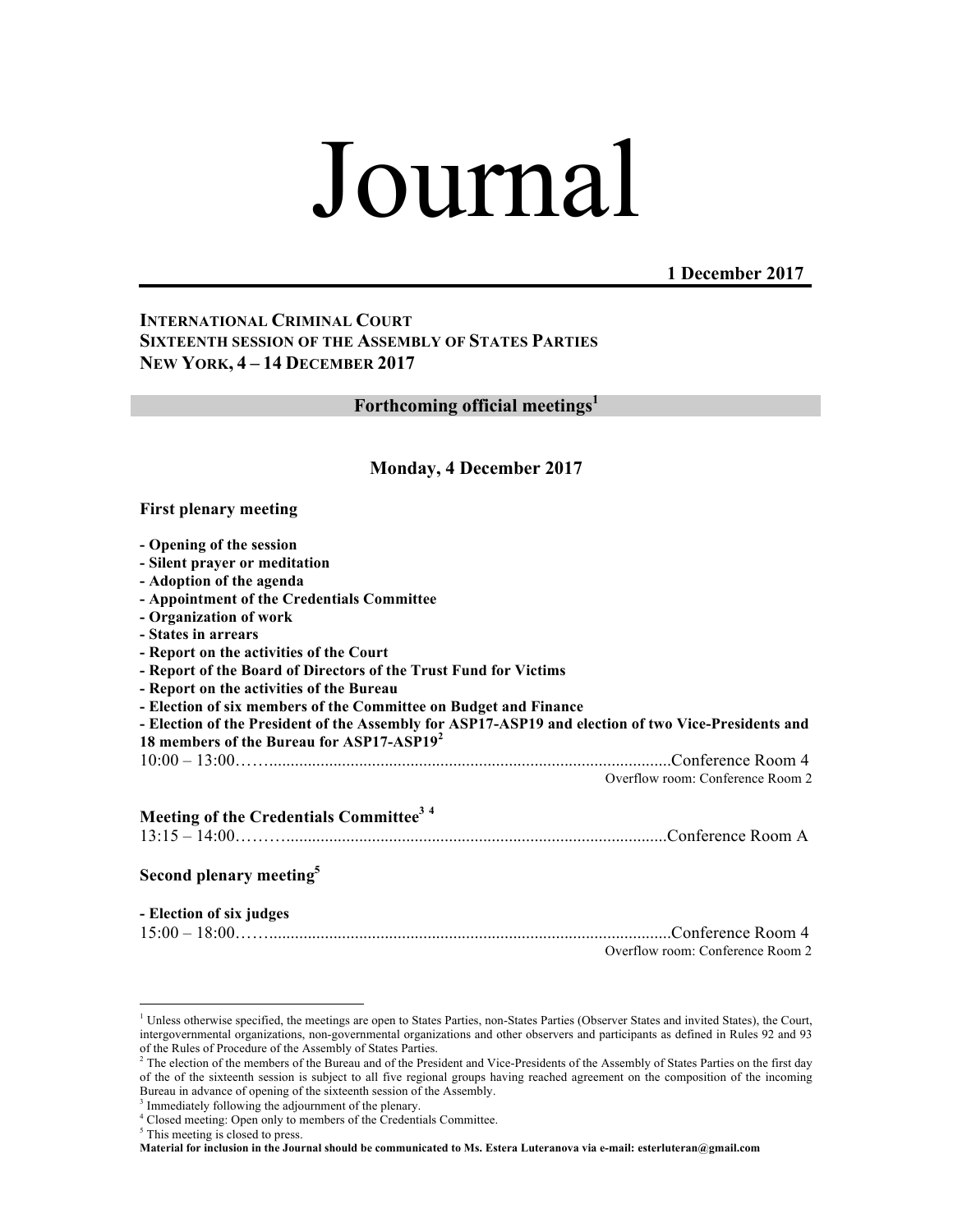# Journal

**1 December 2017**

**INTERNATIONAL CRIMINAL COURT**
**SIXTEENTH SESSION OF THE ASSEMBLY OF STATES PARTIES**
**NEW YORK, 4 – 14 DECEMBER 2017**

## Forthcoming official meetings[1]

### Monday, 4 December 2017

**First plenary meeting**

**- Opening of the session**
**- Silent prayer or meditation**
**- Adoption of the agenda**
**- Appointment of the Credentials Committee**
**- Organization of work**
**- States in arrears**
**- Report on the activities of the Court**
**- Report of the Board of Directors of the Trust Fund for Victims**
**- Report on the activities of the Bureau**
**- Election of six members of the Committee on Budget and Finance**
**- Election of the President of the Assembly for ASP17-ASP19 and election of two Vice-Presidents and 18 members of the Bureau for ASP17-ASP19[2]**

10:00 – 13:00……..............................................................................................Conference Room 4
Overflow room: Conference Room 2

**Meeting of the Credentials Committee[3] [4]**

13:15 – 14:00……….........................................................................................Conference Room A

**Second plenary meeting[5]**

**- Election of six judges**

15:00 – 18:00……..............................................................................................Conference Room 4
Overflow room: Conference Room 2

---

[1] Unless otherwise specified, the meetings are open to States Parties, non-States Parties (Observer States and invited States), the Court, intergovernmental organizations, non-governmental organizations and other observers and participants as defined in Rules 92 and 93 of the Rules of Procedure of the Assembly of States Parties.

[2] The election of the members of the Bureau and of the President and Vice-Presidents of the Assembly of States Parties on the first day of the of the of the sixteenth session is subject to all five regional groups having reached agreement on the composition of the incoming Bureau in advance of opening of the sixteenth session of the Assembly.

[3] Immediately following the adjournment of the plenary.

[4] Closed meeting: Open only to members of the Credentials Committee.

[5] This meeting is closed to press.

**Material for inclusion in the Journal should be communicated to Ms. Estera Luteranova via e-mail: esterluteran@gmail.com**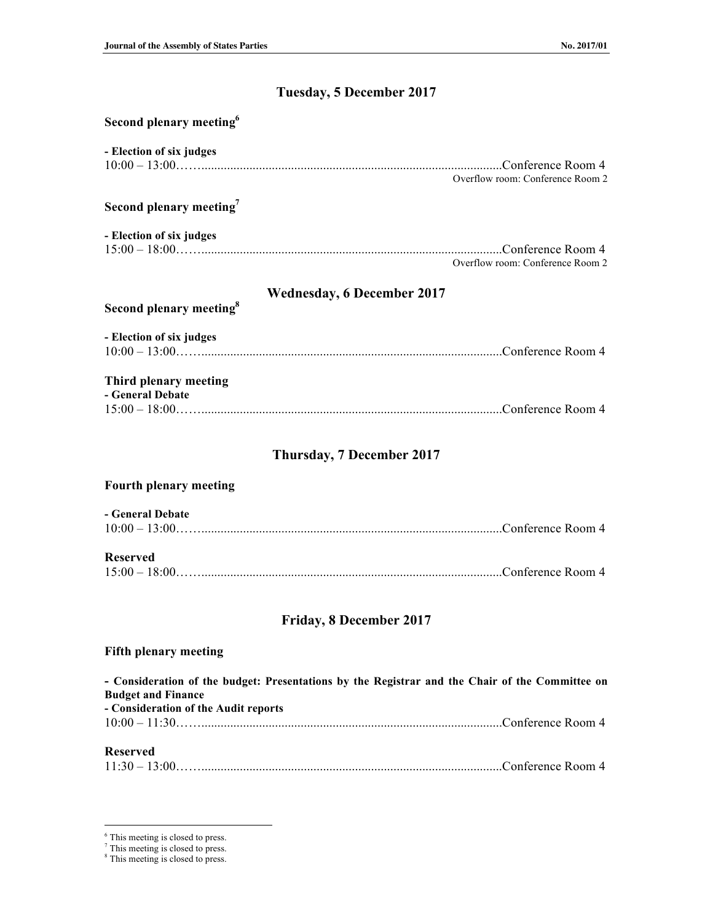## Tuesday, 5 December 2017

**Second plenary meeting**[6]

**- Election of six judges**

10:00 – 13:00……..............................................................................................Conference Room 4

Overflow room: Conference Room 2

**Second plenary meeting**[7]

**- Election of six judges**

15:00 – 18:00……..............................................................................................Conference Room 4

Overflow room: Conference Room 2

## Wednesday, 6 December 2017

**Second plenary meeting**[8]

**- Election of six judges**

10:00 – 13:00……..............................................................................................Conference Room 4

**Third plenary meeting**

**- General Debate**

15:00 – 18:00……..............................................................................................Conference Room 4

## Thursday, 7 December 2017

**Fourth plenary meeting**

**- General Debate**

10:00 – 13:00……..............................................................................................Conference Room 4

**Reserved**

15:00 – 18:00……..............................................................................................Conference Room 4

## Friday, 8 December 2017

**Fifth plenary meeting**

**- Consideration of the budget: Presentations by the Registrar and the Chair of the Committee on Budget and Finance**

**- Consideration of the Audit reports**

10:00 – 11:30……..............................................................................................Conference Room 4

**Reserved**

11:30 – 13:00……..............................................................................................Conference Room 4

---

[6] This meeting is closed to press.

[7] This meeting is closed to press.

[8] This meeting is closed to press.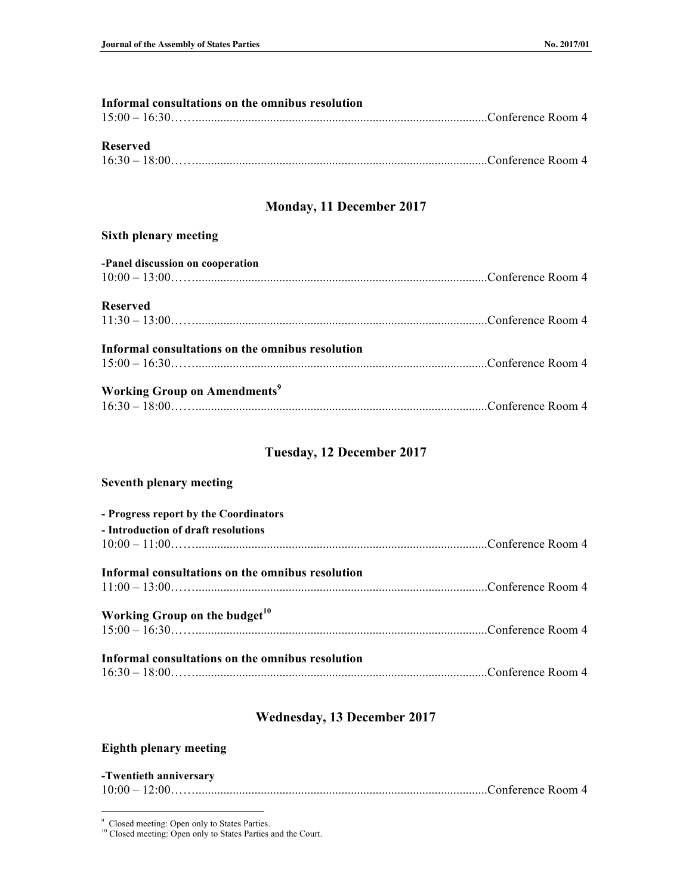**Informal consultations on the omnibus resolution**
15:00 – 16:30……...........................................................................................Conference Room 4

**Reserved**
16:30 – 18:00……...........................................................................................Conference Room 4

## Monday, 11 December 2017

**Sixth plenary meeting**

**-Panel discussion on cooperation**
10:00 – 13:00……...........................................................................................Conference Room 4

**Reserved**
11:30 – 13:00……...........................................................................................Conference Room 4

**Informal consultations on the omnibus resolution**
15:00 – 16:30……...........................................................................................Conference Room 4

**Working Group on Amendments**[9]
16:30 – 18:00……...........................................................................................Conference Room 4

## Tuesday, 12 December 2017

**Seventh plenary meeting**

**- Progress report by the Coordinators**
**- Introduction of draft resolutions**
10:00 – 11:00……...........................................................................................Conference Room 4

**Informal consultations on the omnibus resolution**
11:00 – 13:00……...........................................................................................Conference Room 4

**Working Group on the budget**[10]
15:00 – 16:30……...........................................................................................Conference Room 4

**Informal consultations on the omnibus resolution**
16:30 – 18:00……...........................................................................................Conference Room 4

## Wednesday, 13 December 2017

**Eighth plenary meeting**

**-Twentieth anniversary**
10:00 – 12:00……...........................................................................................Conference Room 4

---

[9] Closed meeting: Open only to States Parties.
[10] Closed meeting: Open only to States Parties and the Court.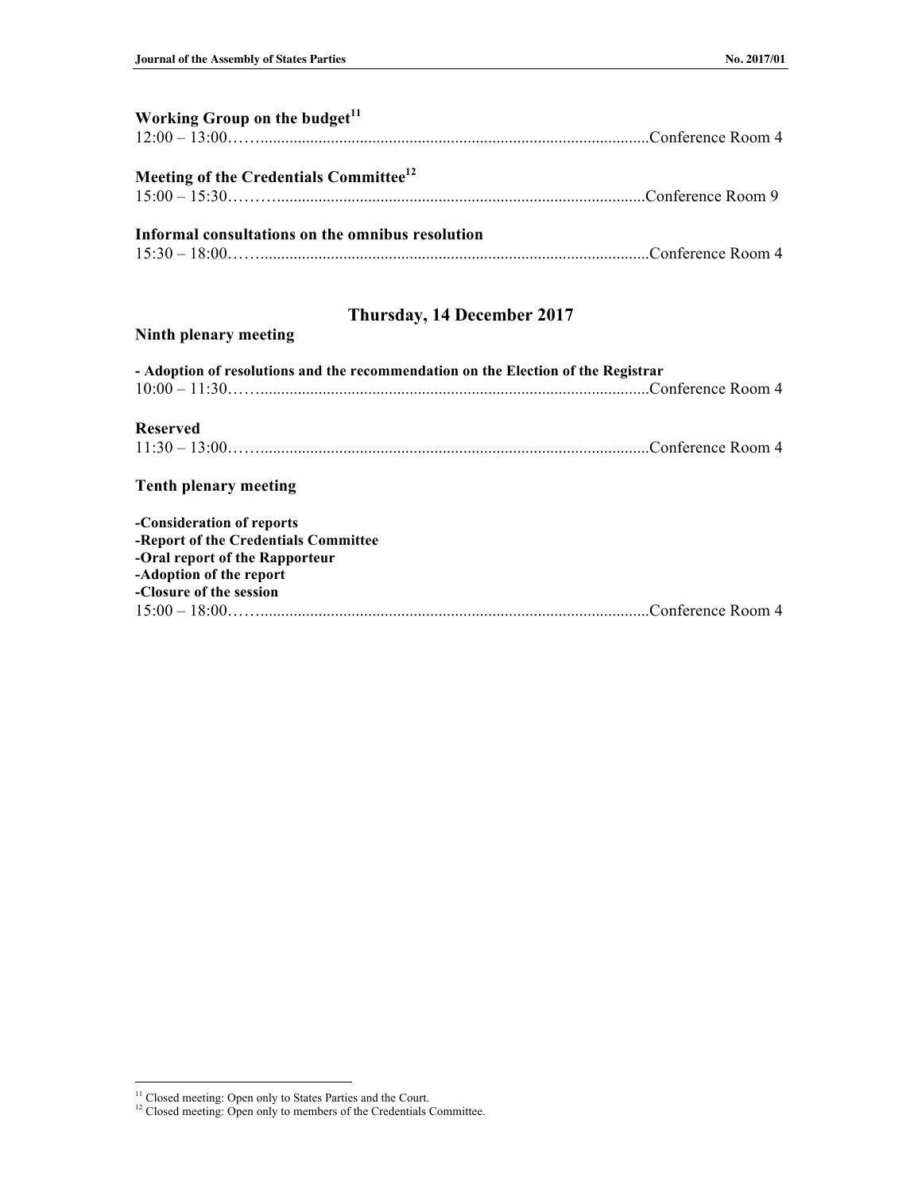**Working Group on the budget**[11]

12:00 – 13:00……...........................................................................................Conference Room 4

**Meeting of the Credentials Committee**[12]

15:00 – 15:30………......................................................................................Conference Room 9

**Informal consultations on the omnibus resolution**

15:30 – 18:00……...........................................................................................Conference Room 4

## Thursday, 14 December 2017

**Ninth plenary meeting**

**- Adoption of resolutions and the recommendation on the Election of the Registrar**

10:00 – 11:30……...........................................................................................Conference Room 4

**Reserved**

11:30 – 13:00……...........................................................................................Conference Room 4

**Tenth plenary meeting**

**-Consideration of reports**
**-Report of the Credentials Committee**
**-Oral report of the Rapporteur**
**-Adoption of the report**
**-Closure of the session**

15:00 – 18:00……...........................................................................................Conference Room 4

---

[11] Closed meeting: Open only to States Parties and the Court.

[12] Closed meeting: Open only to members of the Credentials Committee.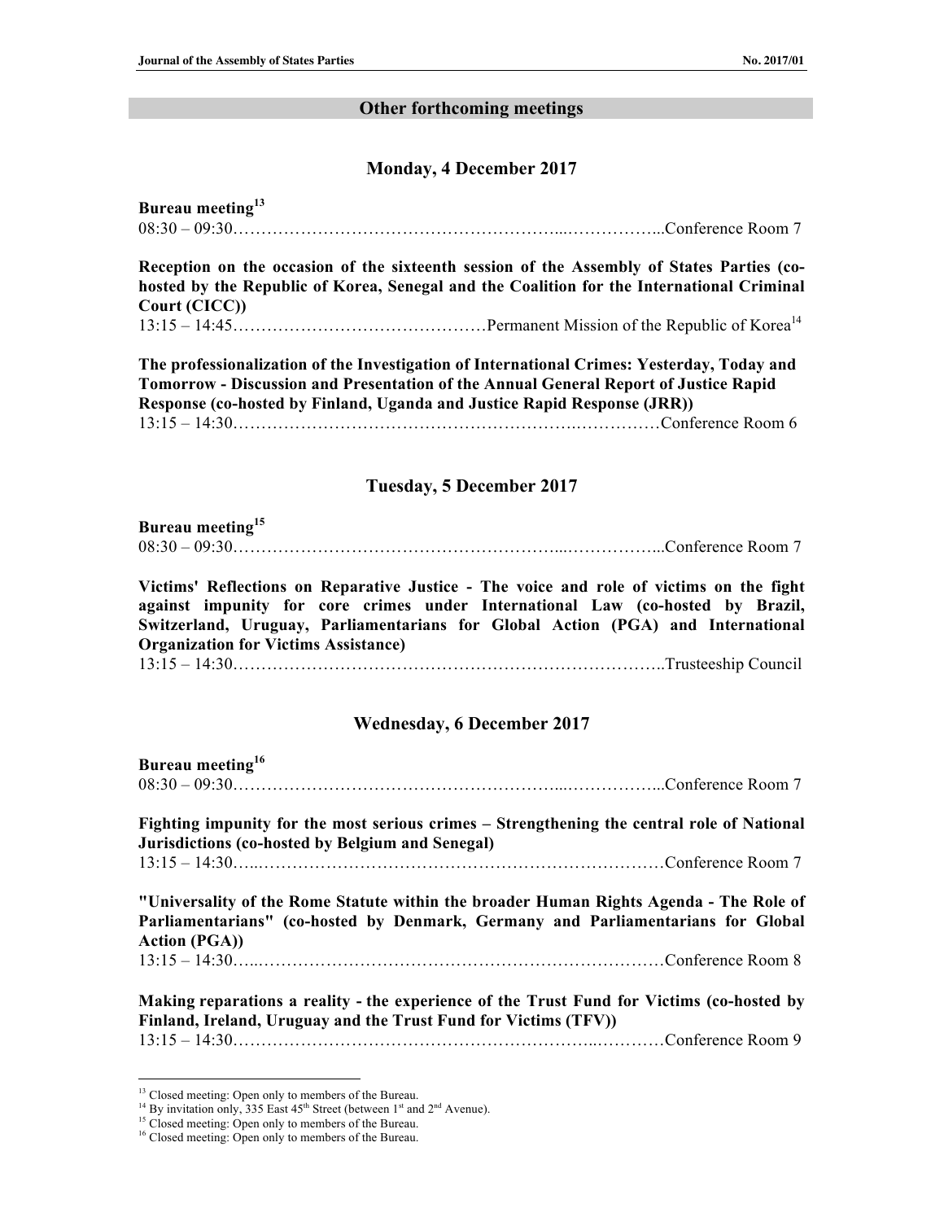## Other forthcoming meetings

### Monday, 4 December 2017

**Bureau meeting**[13]
08:30 – 09:30……………………………………………………...……………...Conference Room 7

**Reception on the occasion of the sixteenth session of the Assembly of States Parties (co-hosted by the Republic of Korea, Senegal and the Coalition for the International Criminal Court (CICC))**
13:15 – 14:45………………………………………Permanent Mission of the Republic of Korea[14]

**The professionalization of the Investigation of International Crimes: Yesterday, Today and Tomorrow - Discussion and Presentation of the Annual General Report of Justice Rapid Response (co-hosted by Finland, Uganda and Justice Rapid Response (JRR))**
13:15 – 14:30…………………………………………………….……………Conference Room 6

### Tuesday, 5 December 2017

**Bureau meeting**[15]
08:30 – 09:30……………………………………………………...……………...Conference Room 7

**Victims' Reflections on Reparative Justice - The voice and role of victims on the fight against impunity for core crimes under International Law (co-hosted by Brazil, Switzerland, Uruguay, Parliamentarians for Global Action (PGA) and International Organization for Victims Assistance)**
13:15 – 14:30…………………………………………………………………..Trusteeship Council

### Wednesday, 6 December 2017

**Bureau meeting**[16]
08:30 – 09:30……………………………………………………...……………...Conference Room 7

**Fighting impunity for the most serious crimes – Strengthening the central role of National Jurisdictions (co-hosted by Belgium and Senegal)**
13:15 – 14:30…..……………………………………………………………Conference Room 7

**"Universality of the Rome Statute within the broader Human Rights Agenda - The Role of Parliamentarians" (co-hosted by Denmark, Germany and Parliamentarians for Global Action (PGA))**
13:15 – 14:30…..……………………………………………………………Conference Room 8

**Making reparations a reality - the experience of the Trust Fund for Victims (co-hosted by Finland, Ireland, Uruguay and the Trust Fund for Victims (TFV))**
13:15 – 14:30……………………………………………………….…………Conference Room 9

---

[13] Closed meeting: Open only to members of the Bureau.
[14] By invitation only, 335 East 45th Street (between 1st and 2nd Avenue).
[15] Closed meeting: Open only to members of the Bureau.
[16] Closed meeting: Open only to members of the Bureau.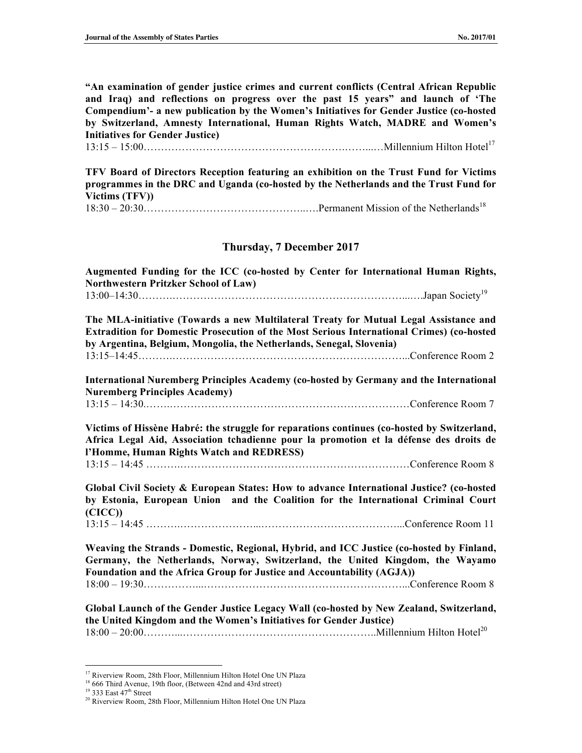**"An examination of gender justice crimes and current conflicts (Central African Republic and Iraq) and reflections on progress over the past 15 years" and launch of 'The Compendium'- a new publication by the Women's Initiatives for Gender Justice (co-hosted by Switzerland, Amnesty International, Human Rights Watch, MADRE and Women's Initiatives for Gender Justice)**

13:15 – 15:00………………………………………………….……..…Millennium Hilton Hotel[17]

**TFV Board of Directors Reception featuring an exhibition on the Trust Fund for Victims programmes in the DRC and Uganda (co-hosted by the Netherlands and the Trust Fund for Victims (TFV))**

18:30 – 20:30………………………………………..….Permanent Mission of the Netherlands[18]

## Thursday, 7 December 2017

**Augmented Funding for the ICC (co-hosted by Center for International Human Rights, Northwestern Pritzker School of Law)**

13:00–14:30……….……………………………………………………………...….Japan Society[19]

**The MLA-initiative (Towards a new Multilateral Treaty for Mutual Legal Assistance and Extradition for Domestic Prosecution of the Most Serious International Crimes) (co-hosted by Argentina, Belgium, Mongolia, the Netherlands, Senegal, Slovenia)**

13:15–14:45……….………………………………………………………….....Conference Room 2

**International Nuremberg Principles Academy (co-hosted by Germany and the International Nuremberg Principles Academy)**

13:15 – 14:30.…….………………………………………………………Conference Room 7

**Victims of Hissène Habré: the struggle for reparations continues (co-hosted by Switzerland, Africa Legal Aid, Association tchadienne pour la promotion et la défense des droits de l'Homme, Human Rights Watch and REDRESS)**

13:15 – 14:45 ……….………………………………………………………Conference Room 8

**Global Civil Society & European States: How to advance International Justice? (co-hosted by Estonia, European Union and the Coalition for the International Criminal Court (CICC))**

13:15 – 14:45 ……….…………………...…………………………………...Conference Room 11

**Weaving the Strands - Domestic, Regional, Hybrid, and ICC Justice (co-hosted by Finland, Germany, the Netherlands, Norway, Switzerland, the United Kingdom, the Wayamo Foundation and the Africa Group for Justice and Accountability (AGJA))**

18:00 – 19:30……………...……………………………………………………...Conference Room 8

**Global Launch of the Gender Justice Legacy Wall (co-hosted by New Zealand, Switzerland, the United Kingdom and the Women's Initiatives for Gender Justice)**

18:00 – 20:00………...…………………………………………………..Millennium Hilton Hotel[20]

---

[17] Riverview Room, 28th Floor, Millennium Hilton Hotel One UN Plaza

[18] 666 Third Avenue, 19th floor, (Between 42nd and 43rd street)

[19] 333 East 47th Street

[20] Riverview Room, 28th Floor, Millennium Hilton Hotel One UN Plaza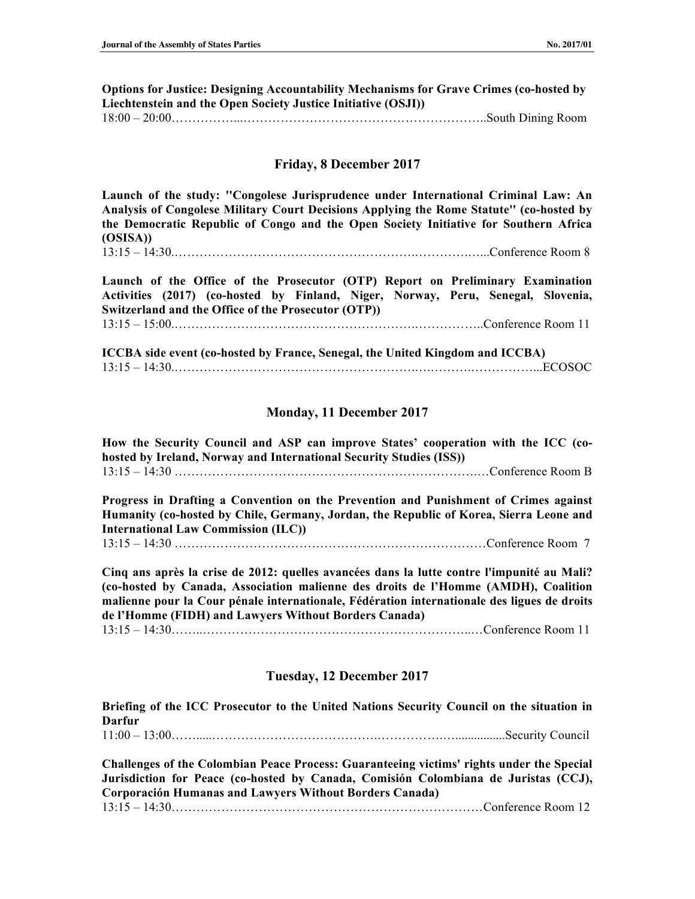**Options for Justice: Designing Accountability Mechanisms for Grave Crimes (co-hosted by Liechtenstein and the Open Society Justice Initiative (OSJI))**

18:00 – 20:00……………...……………………………………………………..South Dining Room

## Friday, 8 December 2017

**Launch of the study: "Congolese Jurisprudence under International Criminal Law: An Analysis of Congolese Military Court Decisions Applying the Rome Statute" (co-hosted by the Democratic Republic of Congo and the Open Society Initiative for Southern Africa (OSISA))**

13:15 – 14:30.……………………………………………….………….…...Conference Room 8

**Launch of the Office of the Prosecutor (OTP) Report on Preliminary Examination Activities (2017) (co-hosted by Finland, Niger, Norway, Peru, Senegal, Slovenia, Switzerland and the Office of the Prosecutor (OTP))**

13:15 – 15:00.……………………………………………….……………..Conference Room 11

**ICCBA side event (co-hosted by France, Senegal, the United Kingdom and ICCBA)**

13:15 – 14:30.……………………………………………….…….……….……………...ECOSOC

## Monday, 11 December 2017

**How the Security Council and ASP can improve States' cooperation with the ICC (co-hosted by Ireland, Norway and International Security Studies (ISS))**

13:15 – 14:30 ………………………………………………………….…Conference Room B

**Progress in Drafting a Convention on the Prevention and Punishment of Crimes against Humanity (co-hosted by Chile, Germany, Jordan, the Republic of Korea, Sierra Leone and International Law Commission (ILC))**

13:15 – 14:30 ……………………………………………………………Conference Room 7

**Cinq ans après la crise de 2012: quelles avancées dans la lutte contre l'impunité au Mali? (co-hosted by Canada, Association malienne des droits de l'Homme (AMDH), Coalition malienne pour la Cour pénale internationale, Fédération internationale des ligues de droits de l'Homme (FIDH) and Lawyers Without Borders Canada)**

13:15 – 14:30……..……………………………………………………..…Conference Room 11

## Tuesday, 12 December 2017

**Briefing of the ICC Prosecutor to the United Nations Security Council on the situation in Darfur**

11:00 – 13:00……......……………………………….…………….…...............Security Council

**Challenges of the Colombian Peace Process: Guaranteeing victims' rights under the Special Jurisdiction for Peace (co-hosted by Canada, Comisión Colombiana de Juristas (CCJ), Corporación Humanas and Lawyers Without Borders Canada)**

13:15 – 14:30……………………………………………………………Conference Room 12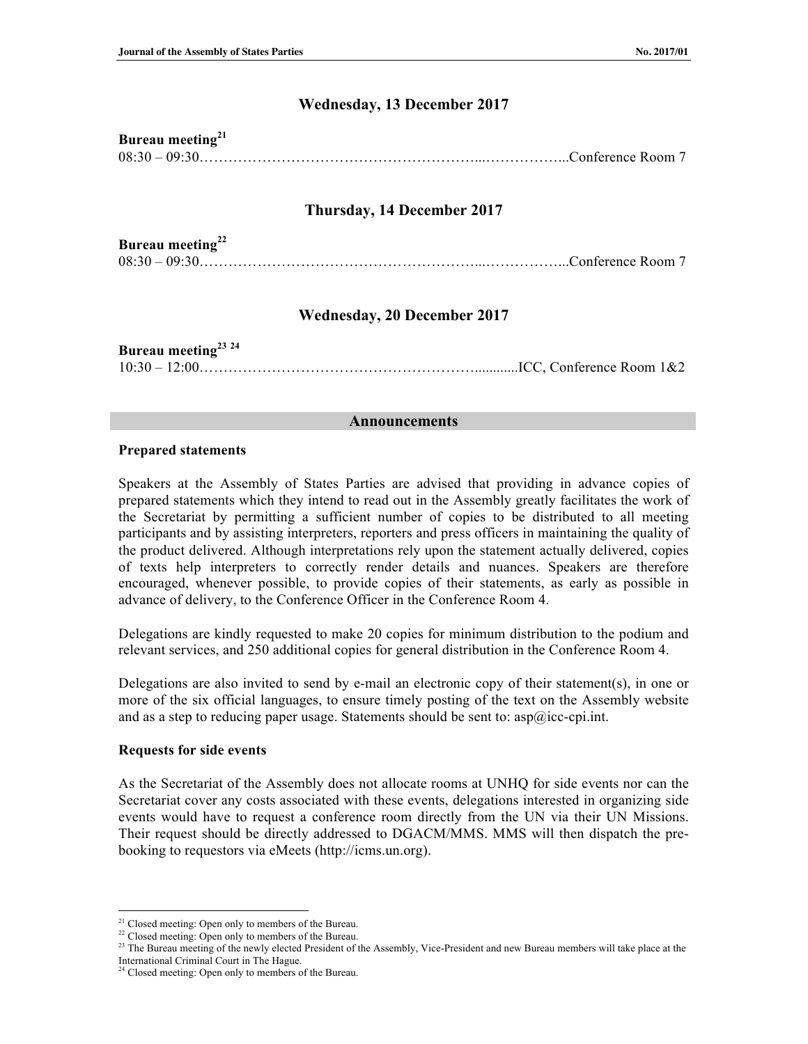## Wednesday, 13 December 2017

**Bureau meeting**[21]

08:30 – 09:30…………………………………………………...……………...Conference Room 7

## Thursday, 14 December 2017

**Bureau meeting**[22]

08:30 – 09:30…………………………………………………...……………...Conference Room 7

## Wednesday, 20 December 2017

**Bureau meeting**[23] [24]

10:30 – 12:00…………………………………………………............ICC, Conference Room 1&2

## Announcements

**Prepared statements**

Speakers at the Assembly of States Parties are advised that providing in advance copies of prepared statements which they intend to read out in the Assembly greatly facilitates the work of the Secretariat by permitting a sufficient number of copies to be distributed to all meeting participants and by assisting interpreters, reporters and press officers in maintaining the quality of the product delivered. Although interpretations rely upon the statement actually delivered, copies of texts help interpreters to correctly render details and nuances. Speakers are therefore encouraged, whenever possible, to provide copies of their statements, as early as possible in advance of delivery, to the Conference Officer in the Conference Room 4.

Delegations are kindly requested to make 20 copies for minimum distribution to the podium and relevant services, and 250 additional copies for general distribution in the Conference Room 4.

Delegations are also invited to send by e-mail an electronic copy of their statement(s), in one or more of the six official languages, to ensure timely posting of the text on the Assembly website and as a step to reducing paper usage. Statements should be sent to: asp@icc-cpi.int.

**Requests for side events**

As the Secretariat of the Assembly does not allocate rooms at UNHQ for side events nor can the Secretariat cover any costs associated with these events, delegations interested in organizing side events would have to request a conference room directly from the UN via their UN Missions. Their request should be directly addressed to DGACM/MMS. MMS will then dispatch the pre-booking to requestors via eMeets (http://icms.un.org).

---

[21] Closed meeting: Open only to members of the Bureau.

[22] Closed meeting: Open only to members of the Bureau.

[23] The Bureau meeting of the newly elected President of the Assembly, Vice-President and new Bureau members will take place at the International Criminal Court in The Hague.

[24] Closed meeting: Open only to members of the Bureau.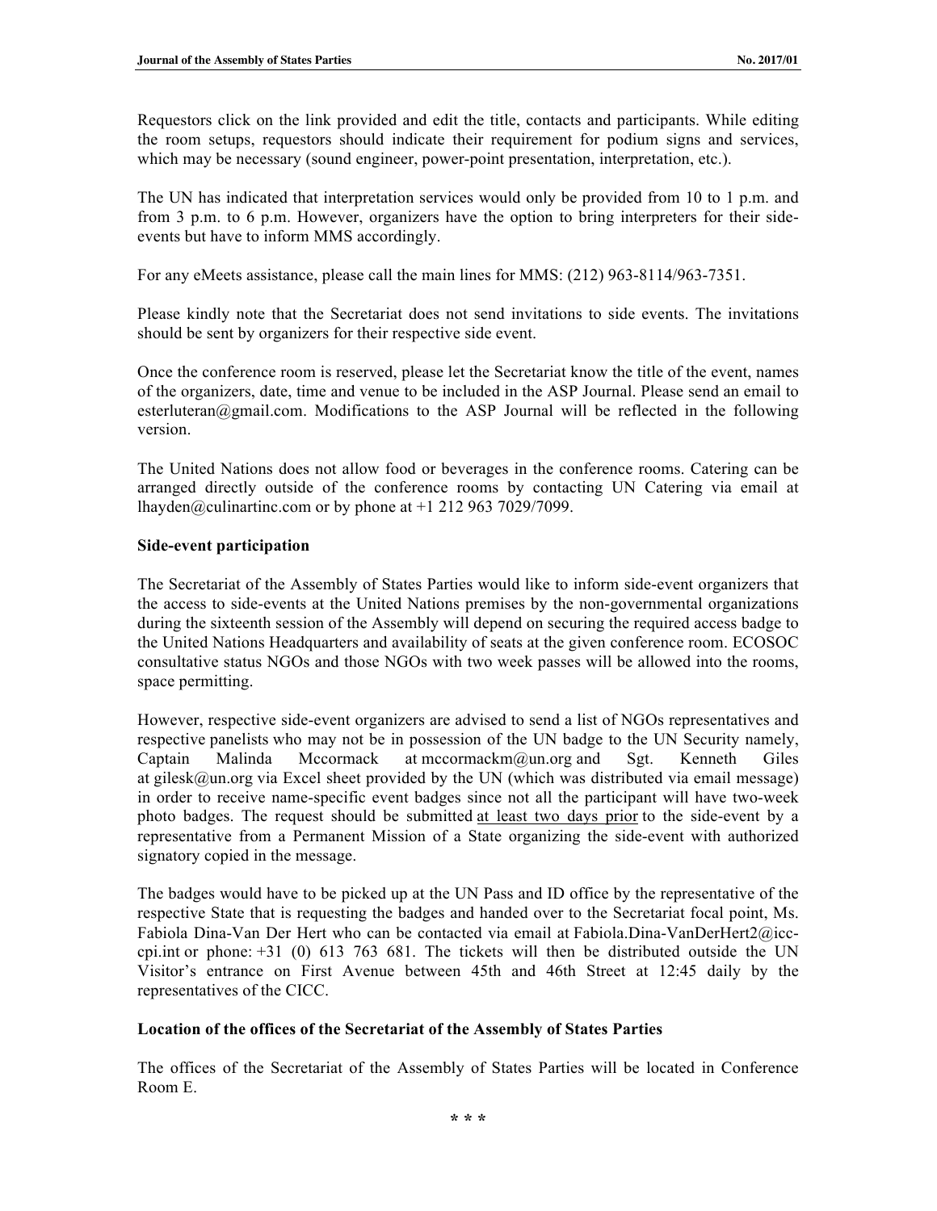Requestors click on the link provided and edit the title, contacts and participants. While editing the room setups, requestors should indicate their requirement for podium signs and services, which may be necessary (sound engineer, power-point presentation, interpretation, etc.).

The UN has indicated that interpretation services would only be provided from 10 to 1 p.m. and from 3 p.m. to 6 p.m. However, organizers have the option to bring interpreters for their side-events but have to inform MMS accordingly.

For any eMeets assistance, please call the main lines for MMS: (212) 963-8114/963-7351.

Please kindly note that the Secretariat does not send invitations to side events. The invitations should be sent by organizers for their respective side event.

Once the conference room is reserved, please let the Secretariat know the title of the event, names of the organizers, date, time and venue to be included in the ASP Journal. Please send an email to esterluteran@gmail.com. Modifications to the ASP Journal will be reflected in the following version.

The United Nations does not allow food or beverages in the conference rooms. Catering can be arranged directly outside of the conference rooms by contacting UN Catering via email at lhayden@culinartinc.com or by phone at +1 212 963 7029/7099.

**Side-event participation**

The Secretariat of the Assembly of States Parties would like to inform side-event organizers that the access to side-events at the United Nations premises by the non-governmental organizations during the sixteenth session of the Assembly will depend on securing the required access badge to the United Nations Headquarters and availability of seats at the given conference room. ECOSOC consultative status NGOs and those NGOs with two week passes will be allowed into the rooms, space permitting.

However, respective side-event organizers are advised to send a list of NGOs representatives and respective panelists who may not be in possession of the UN badge to the UN Security namely, Captain Malinda Mccormack at mccormackm@un.org and Sgt. Kenneth Giles at gilesk@un.org via Excel sheet provided by the UN (which was distributed via email message) in order to receive name-specific event badges since not all the participant will have two-week photo badges. The request should be submitted <u>at least two days prior</u> to the side-event by a representative from a Permanent Mission of a State organizing the side-event with authorized signatory copied in the message.

The badges would have to be picked up at the UN Pass and ID office by the representative of the respective State that is requesting the badges and handed over to the Secretariat focal point, Ms. Fabiola Dina-Van Der Hert who can be contacted via email at Fabiola.Dina-VanDerHert2@icc-cpi.int or phone: +31 (0) 613 763 681. The tickets will then be distributed outside the UN Visitor's entrance on First Avenue between 45th and 46th Street at 12:45 daily by the representatives of the CICC.

**Location of the offices of the Secretariat of the Assembly of States Parties**

The offices of the Secretariat of the Assembly of States Parties will be located in Conference Room E.

\* \* \*